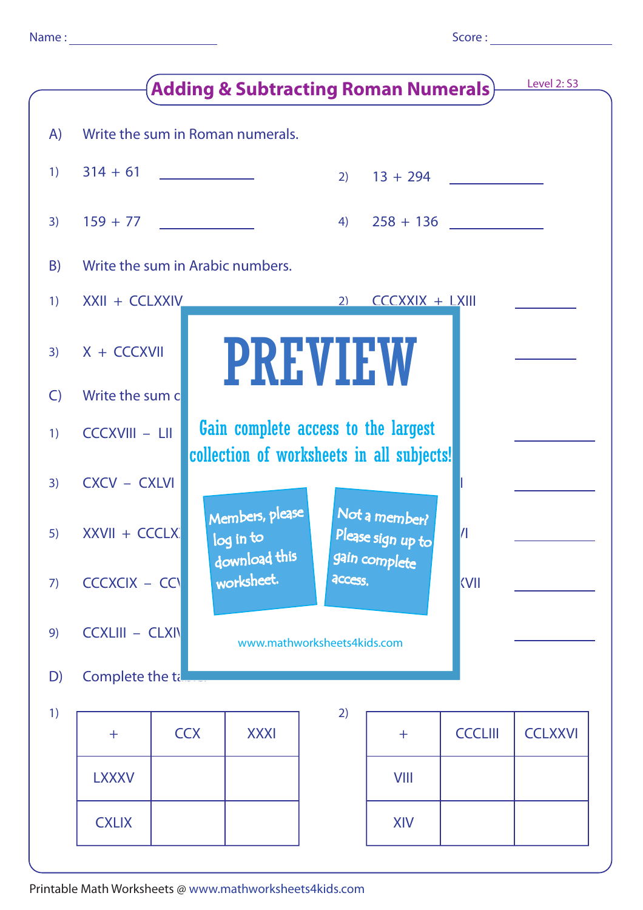Name : ____________________ Score : ____________________

# Adding & Subtracting Roman Numerals

Level 2: S3

A) Write the sum in Roman numerals.

1) 314 + 61 ____________

2) 13 + 294 ____________

3) 159 + 77 ____________

4) 258 + 136 ____________

B) Write the sum in Arabic numbers.

1) XXII + CCLXXIV

2) CCCXXIX + LXIII ________

3) X + CCCXVII ________

C) Write the sum c

1) CCCXVIII − LII ____________

3) CXCV − CXLVI ____________

5) XXVII + CCCLX ____________

7) CCCXCIX − CC ____________

9) CCXLIII − CLXI ____________

PREVIEW

Gain complete access to the largest collection of worksheets in all subjects!

Members, please log in to download this worksheet.

Not a member? Please sign up to gain complete access.

www.mathworksheets4kids.com

D) Complete the ta

1)

| + | CCX | XXXI |
|---|---|---|
| LXXXV | | |
| CXLIX | | |

2)

| + | CCCLIII | CCLXXVI |
|---|---|---|
| VIII | | |
| XIV | | |

Printable Math Worksheets @ www.mathworksheets4kids.com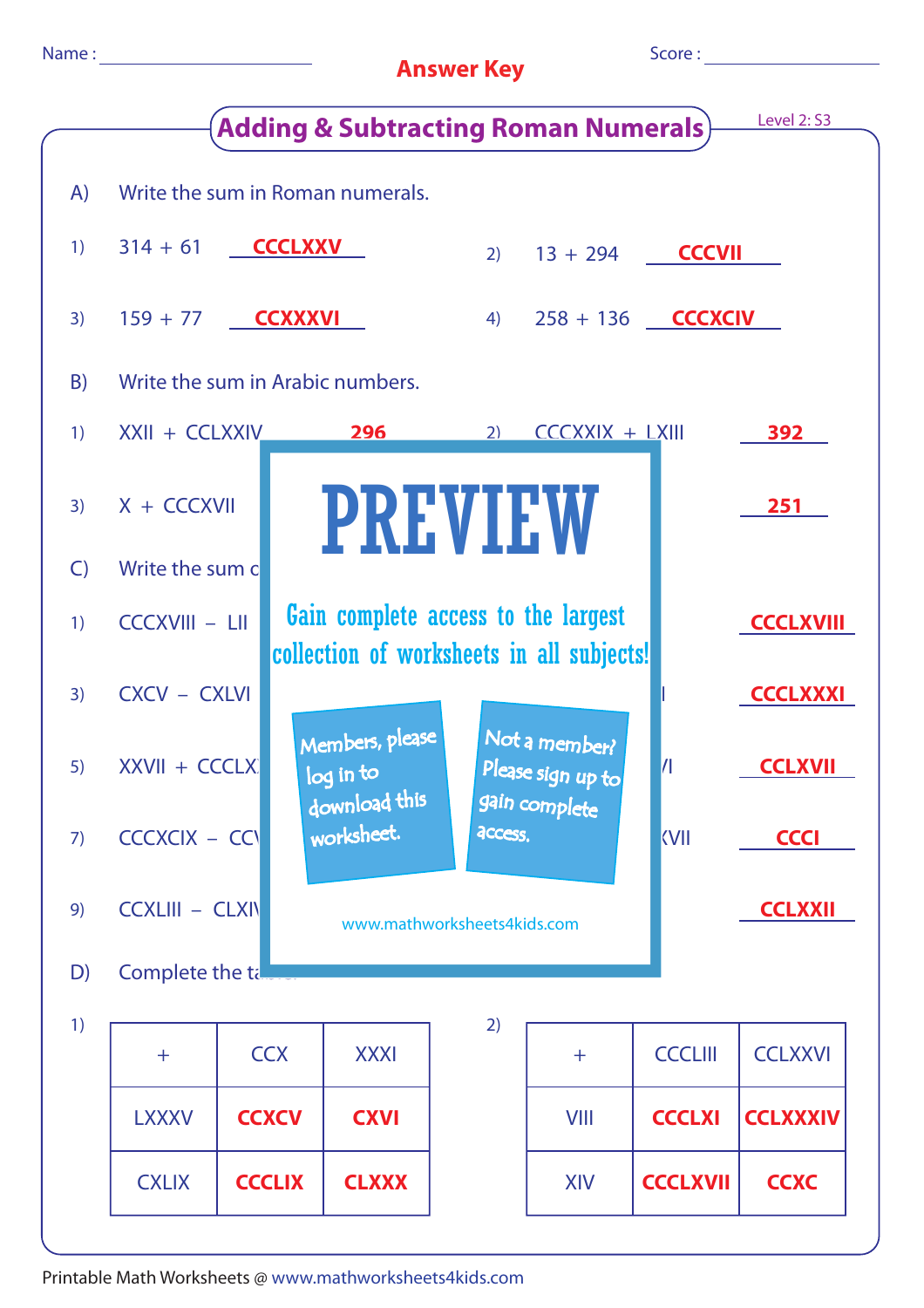Name : ____________________ **Answer Key** Score : ____________________

## Adding & Subtracting Roman Numerals

Level 2: S3

A) Write the sum in Roman numerals.

1) 314 + 61 **CCCLXXV**

2) 13 + 294 **CCCVII**

3) 159 + 77 **CCXXXVI**

4) 258 + 136 **CCCXCIV**

B) Write the sum in Arabic numbers.

1) XXII + CCLXXIV **296**

2) CCCXXIX + LXIII **392**

3) X + CCCXVII

**251**

C) Write the sum c

1) CCCXVIII − LII

**CCCLXVIII**

3) CXCV − CXLVI

**CCCLXXXI**

5) XXVII + CCCLX

**CCLXVII**

7) CCCXCIX − CC

**CCCI**

9) CCXLIII − CLXI

**CCLXXII**

PREVIEW

Gain complete access to the largest collection of worksheets in all subjects!

Members, please log in to download this worksheet.

Not a member? Please sign up to gain complete access.

www.mathworksheets4kids.com

D) Complete the ta

1)

| + | CCX | XXXI |
|---|---|---|
| LXXXV | **CCXCV** | **CXVI** |
| CXLIX | **CCCLIX** | **CLXXX** |

2)

| + | CCCLIII | CCLXXVI |
|---|---|---|
| VIII | **CCCLXI** | **CCLXXXIV** |
| XIV | **CCCLXVII** | **CCXC** |

Printable Math Worksheets @ www.mathworksheets4kids.com